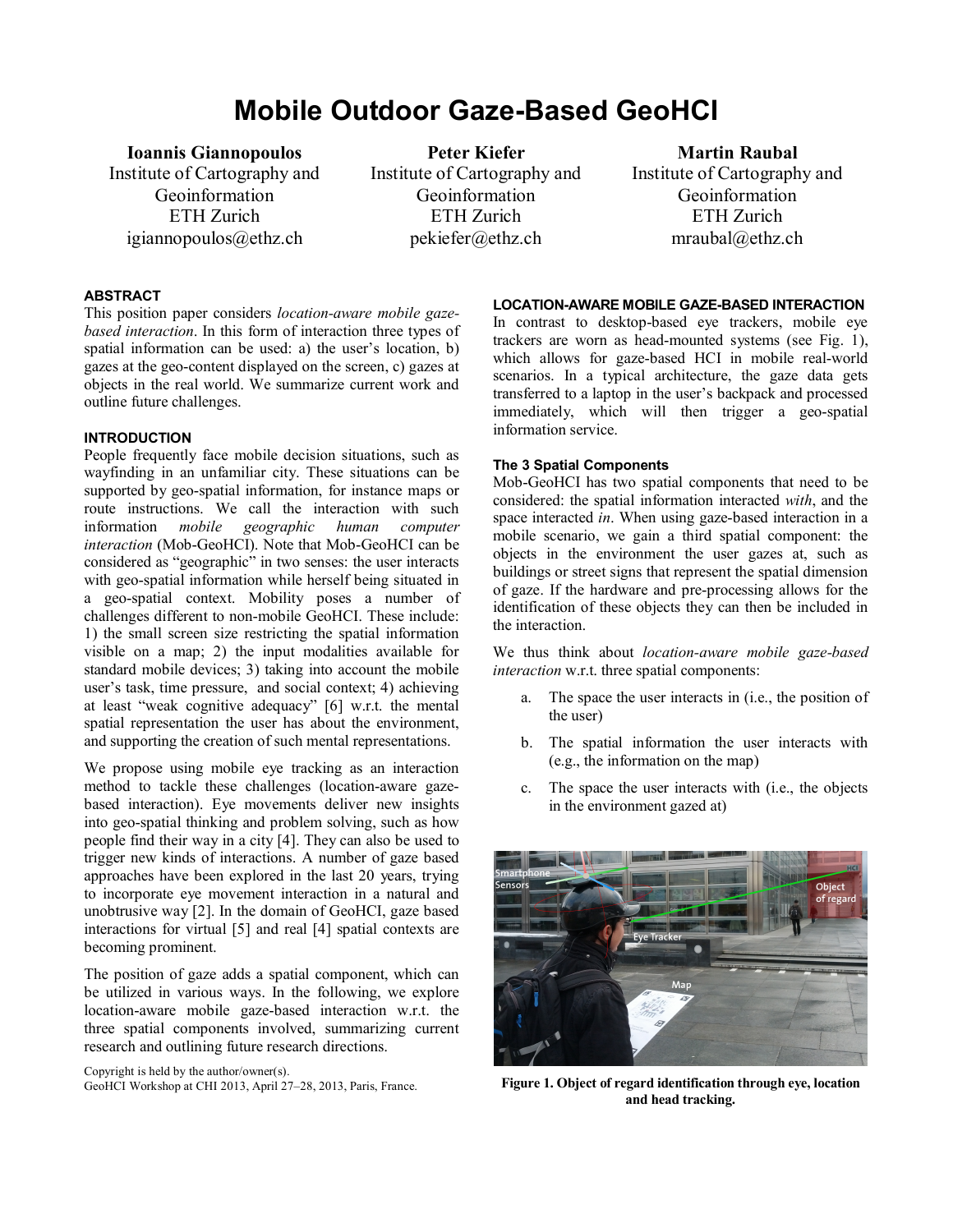# Mobile Outdoor Gaze-Based GeoHCI

**Ioannis Giannopoulos**
Institute of Cartography and Geoinformation
ETH Zurich
igiannopoulos@ethz.ch

**Peter Kiefer**
Institute of Cartography and Geoinformation
ETH Zurich
pekiefer@ethz.ch

**Martin Raubal**
Institute of Cartography and Geoinformation
ETH Zurich
mraubal@ethz.ch

## ABSTRACT

This position paper considers *location-aware mobile gaze-based interaction*. In this form of interaction three types of spatial information can be used: a) the user's location, b) gazes at the geo-content displayed on the screen, c) gazes at objects in the real world. We summarize current work and outline future challenges.

## INTRODUCTION

People frequently face mobile decision situations, such as wayfinding in an unfamiliar city. These situations can be supported by geo-spatial information, for instance maps or route instructions. We call the interaction with such information *mobile geographic human computer interaction* (Mob-GeoHCI). Note that Mob-GeoHCI can be considered as "geographic" in two senses: the user interacts with geo-spatial information while herself being situated in a geo-spatial context. Mobility poses a number of challenges different to non-mobile GeoHCI. These include: 1) the small screen size restricting the spatial information visible on a map; 2) the input modalities available for standard mobile devices; 3) taking into account the mobile user's task, time pressure, and social context; 4) achieving at least "weak cognitive adequacy" [6] w.r.t. the mental spatial representation the user has about the environment, and supporting the creation of such mental representations.

We propose using mobile eye tracking as an interaction method to tackle these challenges (location-aware gaze-based interaction). Eye movements deliver new insights into geo-spatial thinking and problem solving, such as how people find their way in a city [4]. They can also be used to trigger new kinds of interactions. A number of gaze based approaches have been explored in the last 20 years, trying to incorporate eye movement interaction in a natural and unobtrusive way [2]. In the domain of GeoHCI, gaze based interactions for virtual [5] and real [4] spatial contexts are becoming prominent.

The position of gaze adds a spatial component, which can be utilized in various ways. In the following, we explore location-aware mobile gaze-based interaction w.r.t. the three spatial components involved, summarizing current research and outlining future research directions.

Copyright is held by the author/owner(s).
GeoHCI Workshop at CHI 2013, April 27–28, 2013, Paris, France.

## LOCATION-AWARE MOBILE GAZE-BASED INTERACTION

In contrast to desktop-based eye trackers, mobile eye trackers are worn as head-mounted systems (see Fig. 1), which allows for gaze-based HCI in mobile real-world scenarios. In a typical architecture, the gaze data gets transferred to a laptop in the user's backpack and processed immediately, which will then trigger a geo-spatial information service.

### The 3 Spatial Components

Mob-GeoHCI has two spatial components that need to be considered: the spatial information interacted *with*, and the space interacted *in*. When using gaze-based interaction in a mobile scenario, we gain a third spatial component: the objects in the environment the user gazes at, such as buildings or street signs that represent the spatial dimension of gaze. If the hardware and pre-processing allows for the identification of these objects they can then be included in the interaction.

We thus think about *location-aware mobile gaze-based interaction* w.r.t. three spatial components:

a. The space the user interacts in (i.e., the position of the user)

b. The spatial information the user interacts with (e.g., the information on the map)

c. The space the user interacts with (i.e., the objects in the environment gazed at)

**Figure 1. Object of regard identification through eye, location and head tracking.**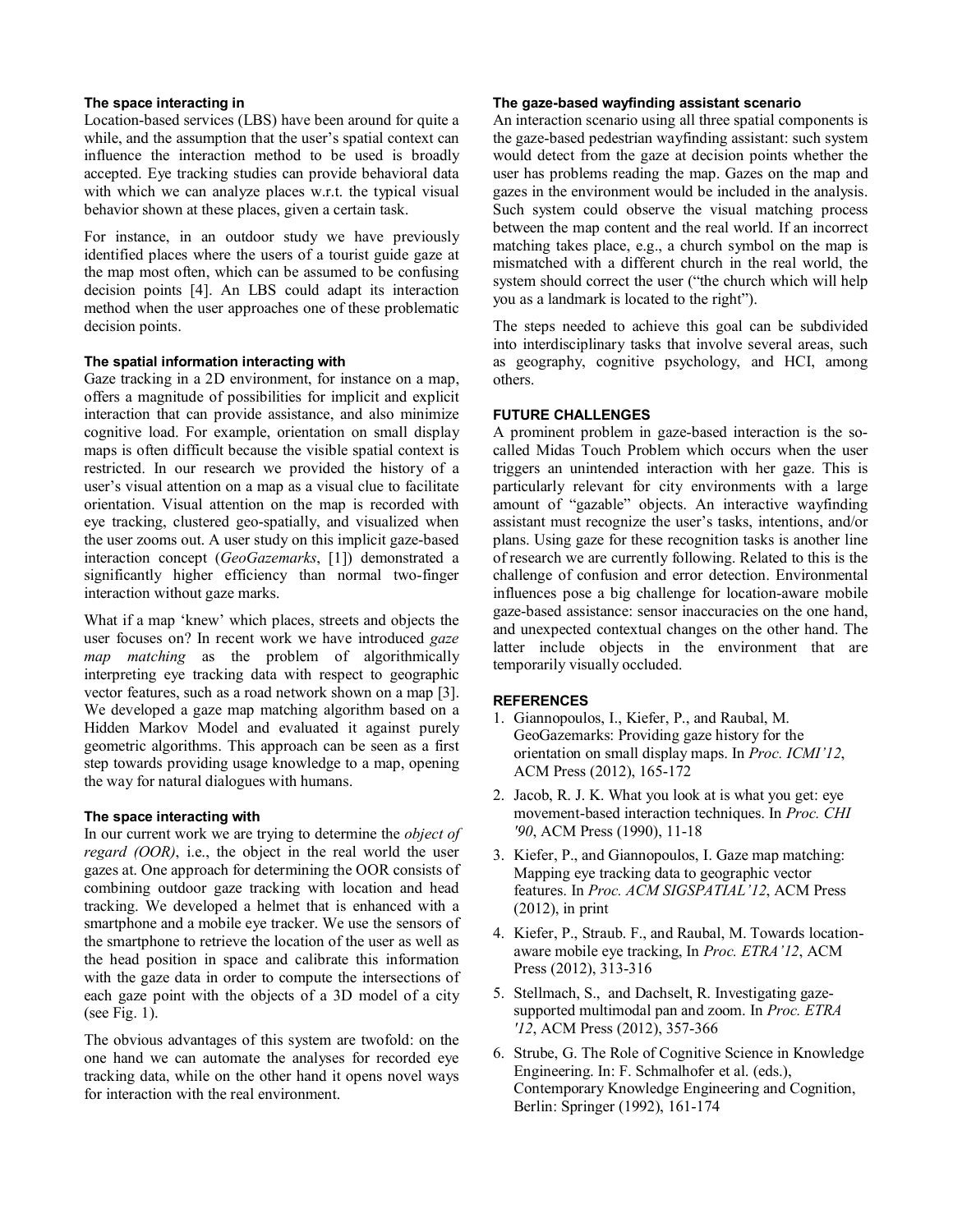#### The space interacting in

Location-based services (LBS) have been around for quite a while, and the assumption that the user's spatial context can influence the interaction method to be used is broadly accepted. Eye tracking studies can provide behavioral data with which we can analyze places w.r.t. the typical visual behavior shown at these places, given a certain task.

For instance, in an outdoor study we have previously identified places where the users of a tourist guide gaze at the map most often, which can be assumed to be confusing decision points [4]. An LBS could adapt its interaction method when the user approaches one of these problematic decision points.

#### The spatial information interacting with

Gaze tracking in a 2D environment, for instance on a map, offers a magnitude of possibilities for implicit and explicit interaction that can provide assistance, and also minimize cognitive load. For example, orientation on small display maps is often difficult because the visible spatial context is restricted. In our research we provided the history of a user's visual attention on a map as a visual clue to facilitate orientation. Visual attention on the map is recorded with eye tracking, clustered geo-spatially, and visualized when the user zooms out. A user study on this implicit gaze-based interaction concept (*GeoGazemarks*, [1]) demonstrated a significantly higher efficiency than normal two-finger interaction without gaze marks.

What if a map 'knew' which places, streets and objects the user focuses on? In recent work we have introduced *gaze map matching* as the problem of algorithmically interpreting eye tracking data with respect to geographic vector features, such as a road network shown on a map [3]. We developed a gaze map matching algorithm based on a Hidden Markov Model and evaluated it against purely geometric algorithms. This approach can be seen as a first step towards providing usage knowledge to a map, opening the way for natural dialogues with humans.

#### The space interacting with

In our current work we are trying to determine the *object of regard (OOR)*, i.e., the object in the real world the user gazes at. One approach for determining the OOR consists of combining outdoor gaze tracking with location and head tracking. We developed a helmet that is enhanced with a smartphone and a mobile eye tracker. We use the sensors of the smartphone to retrieve the location of the user as well as the head position in space and calibrate this information with the gaze data in order to compute the intersections of each gaze point with the objects of a 3D model of a city (see Fig. 1).

The obvious advantages of this system are twofold: on the one hand we can automate the analyses for recorded eye tracking data, while on the other hand it opens novel ways for interaction with the real environment.

#### The gaze-based wayfinding assistant scenario

An interaction scenario using all three spatial components is the gaze-based pedestrian wayfinding assistant: such system would detect from the gaze at decision points whether the user has problems reading the map. Gazes on the map and gazes in the environment would be included in the analysis. Such system could observe the visual matching process between the map content and the real world. If an incorrect matching takes place, e.g., a church symbol on the map is mismatched with a different church in the real world, the system should correct the user ("the church which will help you as a landmark is located to the right").

The steps needed to achieve this goal can be subdivided into interdisciplinary tasks that involve several areas, such as geography, cognitive psychology, and HCI, among others.

## FUTURE CHALLENGES

A prominent problem in gaze-based interaction is the so-called Midas Touch Problem which occurs when the user triggers an unintended interaction with her gaze. This is particularly relevant for city environments with a large amount of "gazable" objects. An interactive wayfinding assistant must recognize the user's tasks, intentions, and/or plans. Using gaze for these recognition tasks is another line of research we are currently following. Related to this is the challenge of confusion and error detection. Environmental influences pose a big challenge for location-aware mobile gaze-based assistance: sensor inaccuracies on the one hand, and unexpected contextual changes on the other hand. The latter include objects in the environment that are temporarily visually occluded.

## REFERENCES

1. Giannopoulos, I., Kiefer, P., and Raubal, M. GeoGazemarks: Providing gaze history for the orientation on small display maps. In *Proc. ICMI'12*, ACM Press (2012), 165-172
2. Jacob, R. J. K. What you look at is what you get: eye movement-based interaction techniques. In *Proc. CHI '90*, ACM Press (1990), 11-18
3. Kiefer, P., and Giannopoulos, I. Gaze map matching: Mapping eye tracking data to geographic vector features. In *Proc. ACM SIGSPATIAL'12*, ACM Press (2012), in print
4. Kiefer, P., Straub. F., and Raubal, M. Towards location-aware mobile eye tracking, In *Proc. ETRA'12*, ACM Press (2012), 313-316
5. Stellmach, S., and Dachselt, R. Investigating gaze-supported multimodal pan and zoom. In *Proc. ETRA '12*, ACM Press (2012), 357-366
6. Strube, G. The Role of Cognitive Science in Knowledge Engineering. In: F. Schmalhofer et al. (eds.), Contemporary Knowledge Engineering and Cognition, Berlin: Springer (1992), 161-174